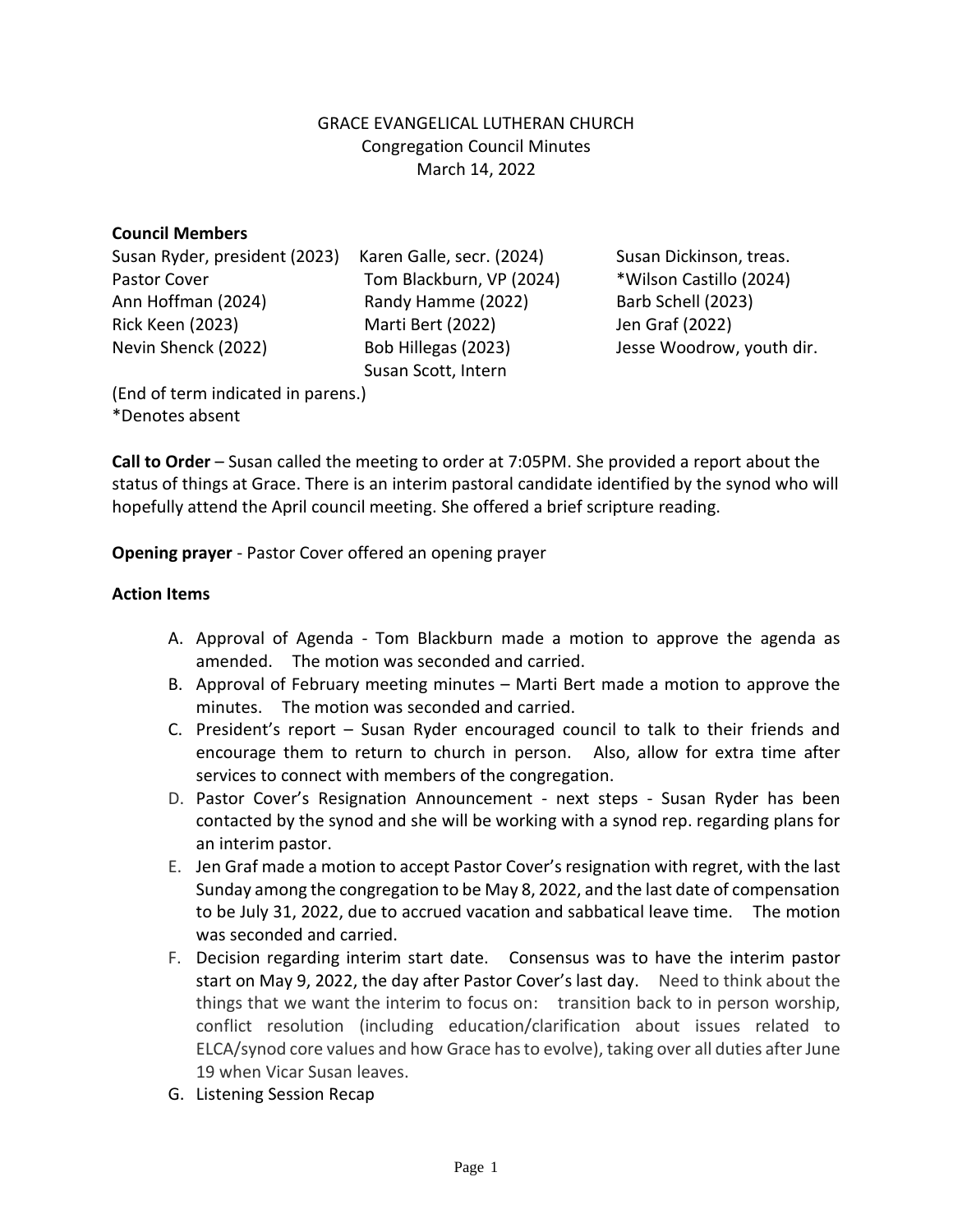GRACE EVANGELICAL LUTHERAN CHURCH
Congregation Council Minutes
March 14, 2022

**Council Members**

| | | |
|---|---|---|
| Susan Ryder, president (2023) | Karen Galle, secr. (2024) | Susan Dickinson, treas. |
| Pastor Cover | Tom Blackburn, VP (2024) | *Wilson Castillo (2024) |
| Ann Hoffman (2024) | Randy Hamme (2022) | Barb Schell (2023) |
| Rick Keen (2023) | Marti Bert (2022) | Jen Graf (2022) |
| Nevin Shenck (2022) | Bob Hillegas (2023) | Jesse Woodrow, youth dir. |
| | Susan Scott, Intern | |

(End of term indicated in parens.)
*Denotes absent

**Call to Order** – Susan called the meeting to order at 7:05PM. She provided a report about the status of things at Grace. There is an interim pastoral candidate identified by the synod who will hopefully attend the April council meeting. She offered a brief scripture reading.

**Opening prayer** - Pastor Cover offered an opening prayer

**Action Items**

A. Approval of Agenda - Tom Blackburn made a motion to approve the agenda as amended. The motion was seconded and carried.
B. Approval of February meeting minutes – Marti Bert made a motion to approve the minutes. The motion was seconded and carried.
C. President's report – Susan Ryder encouraged council to talk to their friends and encourage them to return to church in person. Also, allow for extra time after services to connect with members of the congregation.
D. Pastor Cover's Resignation Announcement - next steps - Susan Ryder has been contacted by the synod and she will be working with a synod rep. regarding plans for an interim pastor.
E. Jen Graf made a motion to accept Pastor Cover's resignation with regret, with the last Sunday among the congregation to be May 8, 2022, and the last date of compensation to be July 31, 2022, due to accrued vacation and sabbatical leave time. The motion was seconded and carried.
F. Decision regarding interim start date. Consensus was to have the interim pastor start on May 9, 2022, the day after Pastor Cover's last day. Need to think about the things that we want the interim to focus on: transition back to in person worship, conflict resolution (including education/clarification about issues related to ELCA/synod core values and how Grace has to evolve), taking over all duties after June 19 when Vicar Susan leaves.
G. Listening Session Recap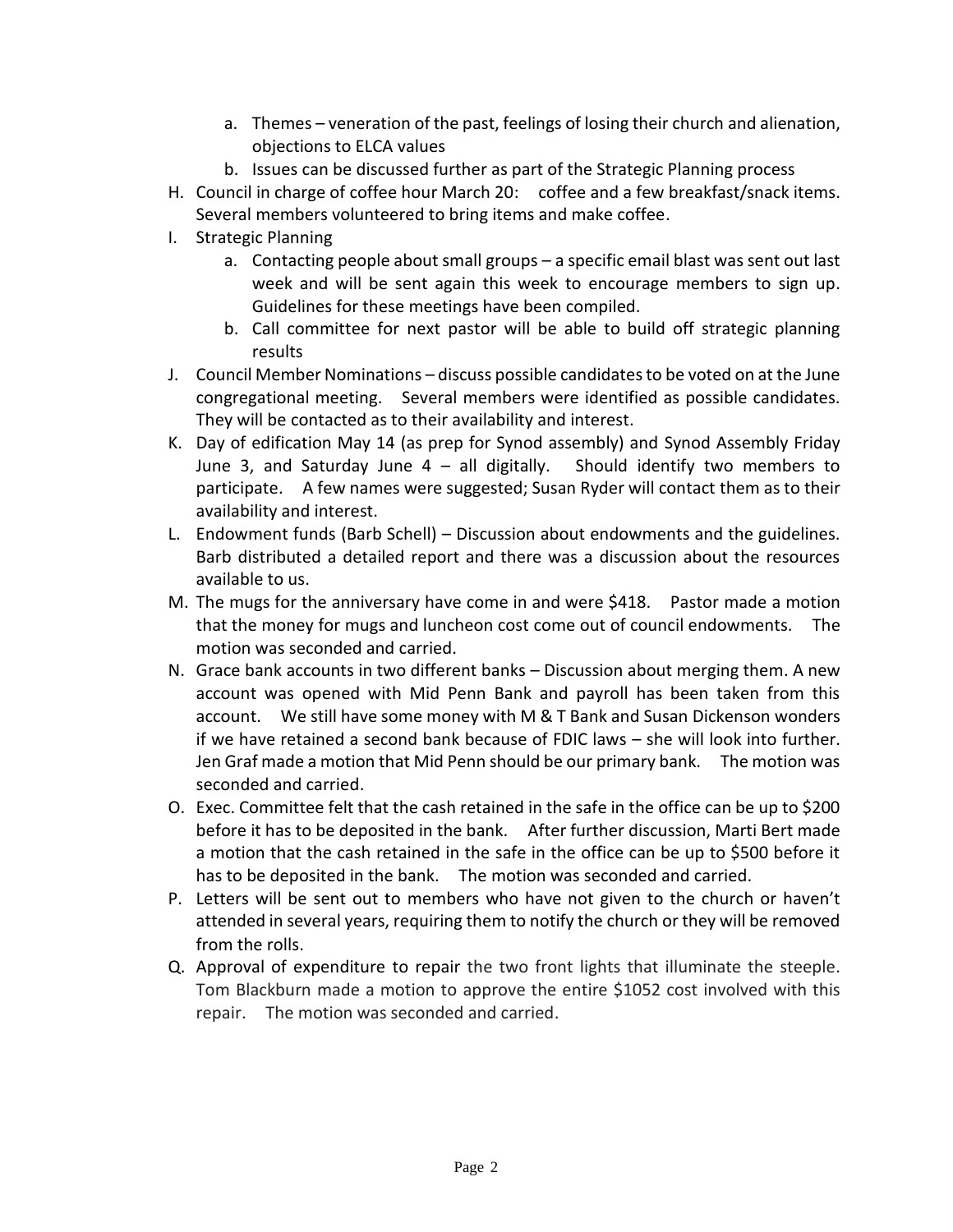a. Themes – veneration of the past, feelings of losing their church and alienation, objections to ELCA values
b. Issues can be discussed further as part of the Strategic Planning process

H. Council in charge of coffee hour March 20: coffee and a few breakfast/snack items. Several members volunteered to bring items and make coffee.

I. Strategic Planning
a. Contacting people about small groups – a specific email blast was sent out last week and will be sent again this week to encourage members to sign up. Guidelines for these meetings have been compiled.
b. Call committee for next pastor will be able to build off strategic planning results

J. Council Member Nominations – discuss possible candidates to be voted on at the June congregational meeting. Several members were identified as possible candidates. They will be contacted as to their availability and interest.

K. Day of edification May 14 (as prep for Synod assembly) and Synod Assembly Friday June 3, and Saturday June 4 – all digitally. Should identify two members to participate. A few names were suggested; Susan Ryder will contact them as to their availability and interest.

L. Endowment funds (Barb Schell) – Discussion about endowments and the guidelines. Barb distributed a detailed report and there was a discussion about the resources available to us.

M. The mugs for the anniversary have come in and were $418. Pastor made a motion that the money for mugs and luncheon cost come out of council endowments. The motion was seconded and carried.

N. Grace bank accounts in two different banks – Discussion about merging them. A new account was opened with Mid Penn Bank and payroll has been taken from this account. We still have some money with M & T Bank and Susan Dickenson wonders if we have retained a second bank because of FDIC laws – she will look into further. Jen Graf made a motion that Mid Penn should be our primary bank. The motion was seconded and carried.

O. Exec. Committee felt that the cash retained in the safe in the office can be up to $200 before it has to be deposited in the bank. After further discussion, Marti Bert made a motion that the cash retained in the safe in the office can be up to $500 before it has to be deposited in the bank. The motion was seconded and carried.

P. Letters will be sent out to members who have not given to the church or haven't attended in several years, requiring them to notify the church or they will be removed from the rolls.

Q. Approval of expenditure to repair the two front lights that illuminate the steeple. Tom Blackburn made a motion to approve the entire $1052 cost involved with this repair. The motion was seconded and carried.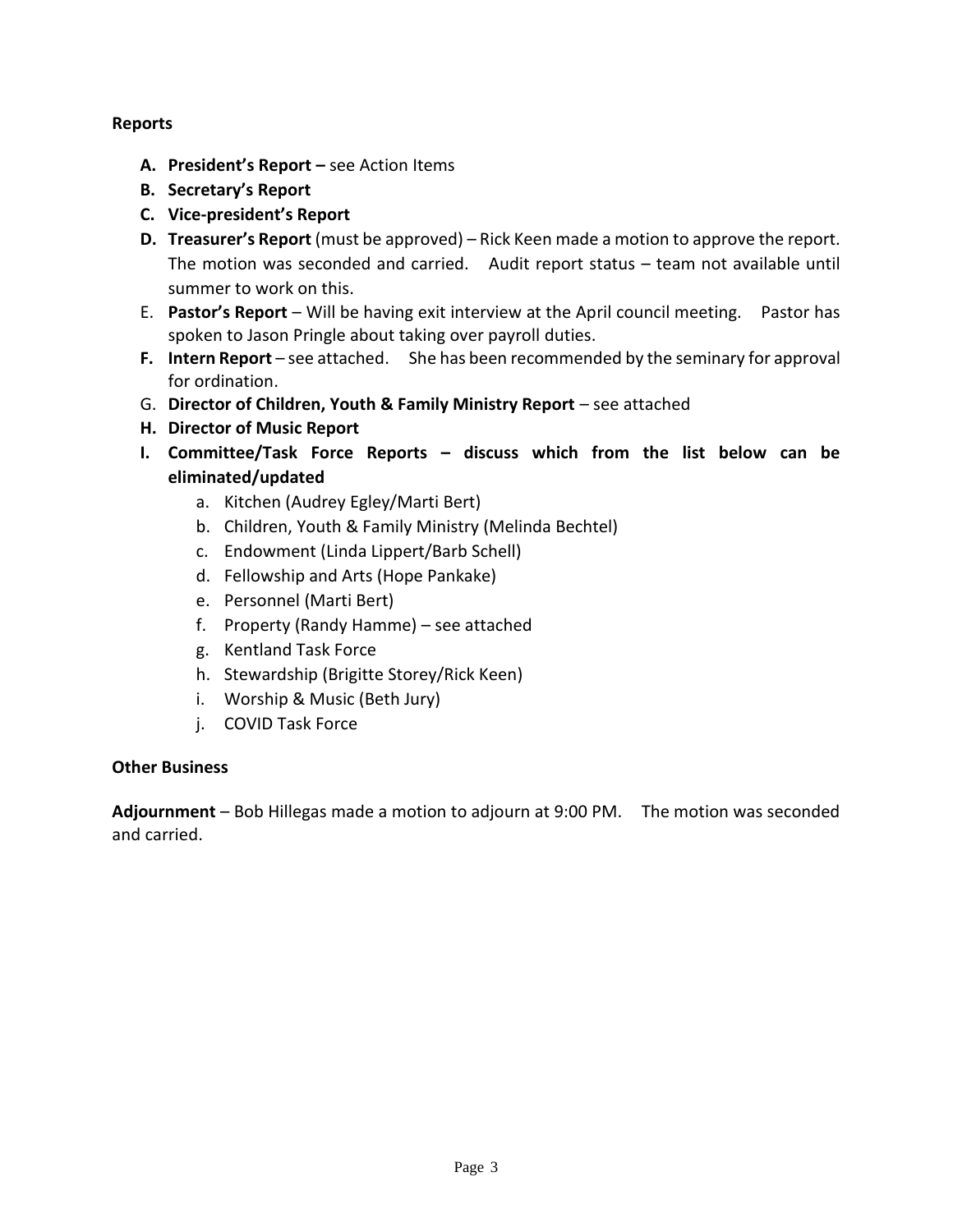**Reports**

A. **President's Report –** see Action Items
B. **Secretary's Report**
C. **Vice-president's Report**
D. **Treasurer's Report** (must be approved) – Rick Keen made a motion to approve the report. The motion was seconded and carried. Audit report status – team not available until summer to work on this.
E. **Pastor's Report** – Will be having exit interview at the April council meeting. Pastor has spoken to Jason Pringle about taking over payroll duties.
F. **Intern Report** – see attached. She has been recommended by the seminary for approval for ordination.
G. **Director of Children, Youth & Family Ministry Report** – see attached
H. **Director of Music Report**
I. **Committee/Task Force Reports – discuss which from the list below can be eliminated/updated**
   a. Kitchen (Audrey Egley/Marti Bert)
   b. Children, Youth & Family Ministry (Melinda Bechtel)
   c. Endowment (Linda Lippert/Barb Schell)
   d. Fellowship and Arts (Hope Pankake)
   e. Personnel (Marti Bert)
   f. Property (Randy Hamme) – see attached
   g. Kentland Task Force
   h. Stewardship (Brigitte Storey/Rick Keen)
   i. Worship & Music (Beth Jury)
   j. COVID Task Force

**Other Business**

**Adjournment** – Bob Hillegas made a motion to adjourn at 9:00 PM. The motion was seconded and carried.